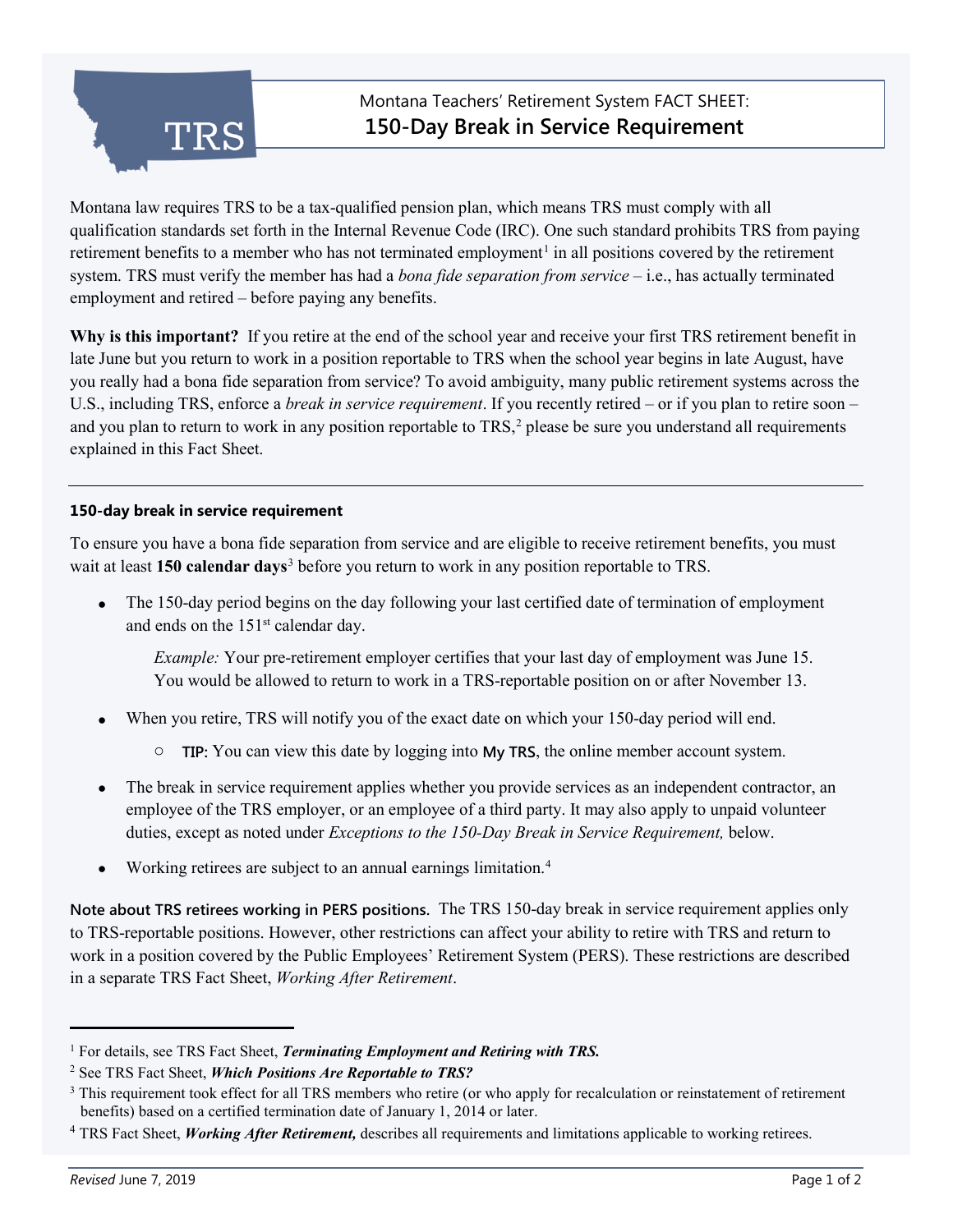# Montana Teachers' Retirement System FACT SHEET: 150-Day Break in Service Requirement

Montana law requires TRS to be a tax-qualified pension plan, which means TRS must comply with all qualification standards set forth in the Internal Revenue Code (IRC). One such standard prohibits TRS from paying retirement benefits to a member who has not terminated employment[1] in all positions covered by the retirement system. TRS must verify the member has had a *bona fide separation from service* – i.e., has actually terminated employment and retired – before paying any benefits.

**Why is this important?** If you retire at the end of the school year and receive your first TRS retirement benefit in late June but you return to work in a position reportable to TRS when the school year begins in late August, have you really had a bona fide separation from service? To avoid ambiguity, many public retirement systems across the U.S., including TRS, enforce a *break in service requirement*. If you recently retired – or if you plan to retire soon – and you plan to return to work in any position reportable to TRS,[2] please be sure you understand all requirements explained in this Fact Sheet.

---

### 150-day break in service requirement

To ensure you have a bona fide separation from service and are eligible to receive retirement benefits, you must wait at least **150 calendar days**[3] before you return to work in any position reportable to TRS.

- The 150-day period begins on the day following your last certified date of termination of employment and ends on the 151st calendar day.

  *Example:* Your pre-retirement employer certifies that your last day of employment was June 15. You would be allowed to return to work in a TRS-reportable position on or after November 13.

- When you retire, TRS will notify you of the exact date on which your 150-day period will end.
  - **TIP:** You can view this date by logging into **My TRS**, the online member account system.

- The break in service requirement applies whether you provide services as an independent contractor, an employee of the TRS employer, or an employee of a third party. It may also apply to unpaid volunteer duties, except as noted under *Exceptions to the 150-Day Break in Service Requirement,* below.

- Working retirees are subject to an annual earnings limitation.[4]

**Note about TRS retirees working in PERS positions.** The TRS 150-day break in service requirement applies only to TRS-reportable positions. However, other restrictions can affect your ability to retire with TRS and return to work in a position covered by the Public Employees' Retirement System (PERS). These restrictions are described in a separate TRS Fact Sheet, *Working After Retirement*.

---

[1] For details, see TRS Fact Sheet, ***Terminating Employment and Retiring with TRS.***

[2] See TRS Fact Sheet, ***Which Positions Are Reportable to TRS?***

[3] This requirement took effect for all TRS members who retire (or who apply for recalculation or reinstatement of retirement benefits) based on a certified termination date of January 1, 2014 or later.

[4] TRS Fact Sheet, ***Working After Retirement,*** describes all requirements and limitations applicable to working retirees.

*Revised* June 7, 2019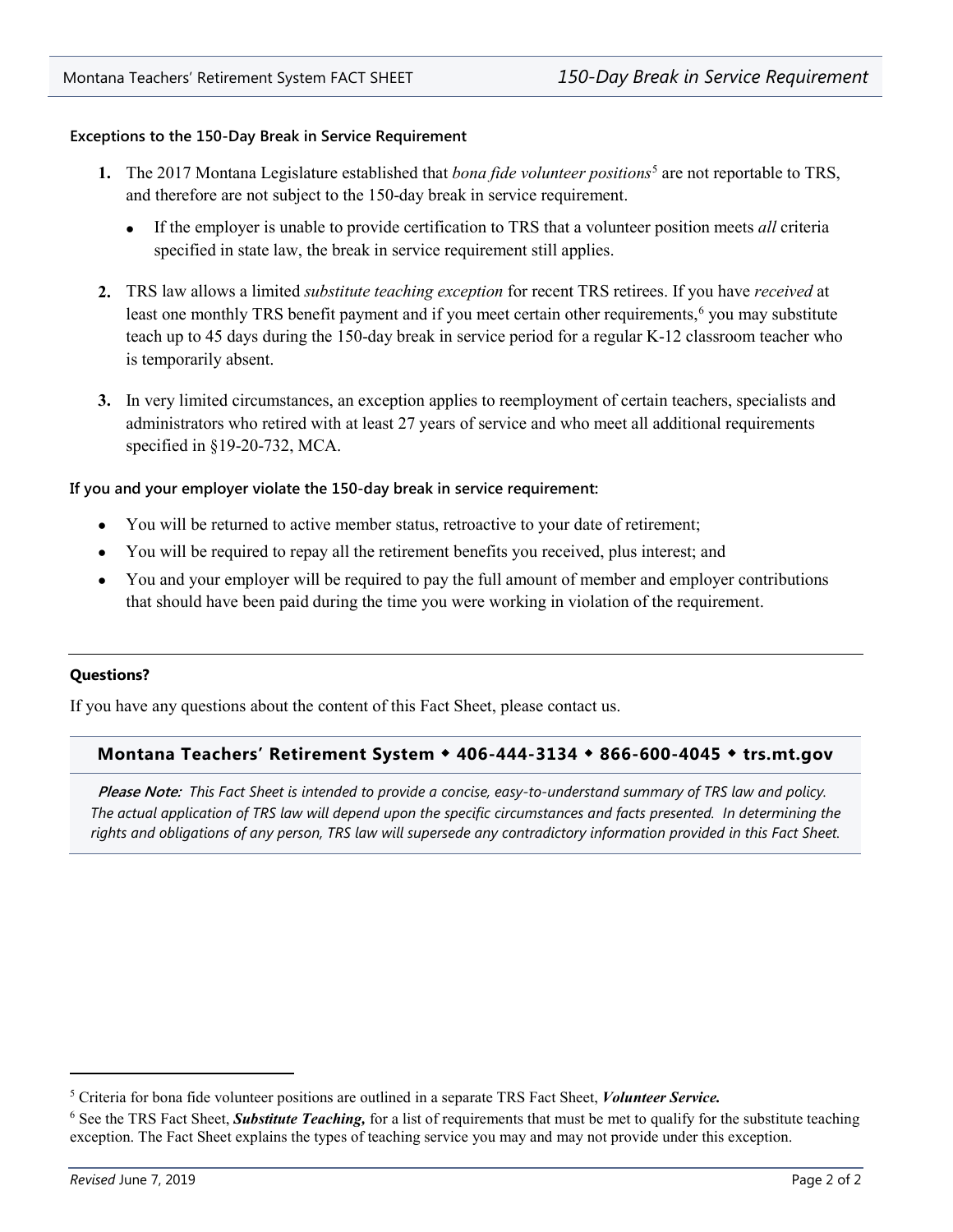**Exceptions to the 150-Day Break in Service Requirement**

1. The 2017 Montana Legislature established that *bona fide volunteer positions*[5] are not reportable to TRS, and therefore are not subject to the 150-day break in service requirement.
   - If the employer is unable to provide certification to TRS that a volunteer position meets *all* criteria specified in state law, the break in service requirement still applies.
2. TRS law allows a limited *substitute teaching exception* for recent TRS retirees. If you have *received* at least one monthly TRS benefit payment and if you meet certain other requirements,[6] you may substitute teach up to 45 days during the 150-day break in service period for a regular K-12 classroom teacher who is temporarily absent.
3. In very limited circumstances, an exception applies to reemployment of certain teachers, specialists and administrators who retired with at least 27 years of service and who meet all additional requirements specified in §19-20-732, MCA.

**If you and your employer violate the 150-day break in service requirement:**

- You will be returned to active member status, retroactive to your date of retirement;
- You will be required to repay all the retirement benefits you received, plus interest; and
- You and your employer will be required to pay the full amount of member and employer contributions that should have been paid during the time you were working in violation of the requirement.

---

**Questions?**

If you have any questions about the content of this Fact Sheet, please contact us.

**Montana Teachers' Retirement System ◆ 406-444-3134 ◆ 866-600-4045 ◆ trs.mt.gov**

***Please Note:*** *This Fact Sheet is intended to provide a concise, easy-to-understand summary of TRS law and policy. The actual application of TRS law will depend upon the specific circumstances and facts presented. In determining the rights and obligations of any person, TRS law will supersede any contradictory information provided in this Fact Sheet.*

---

[5] Criteria for bona fide volunteer positions are outlined in a separate TRS Fact Sheet, ***Volunteer Service.***

[6] See the TRS Fact Sheet, ***Substitute Teaching,*** for a list of requirements that must be met to qualify for the substitute teaching exception. The Fact Sheet explains the types of teaching service you may and may not provide under this exception.